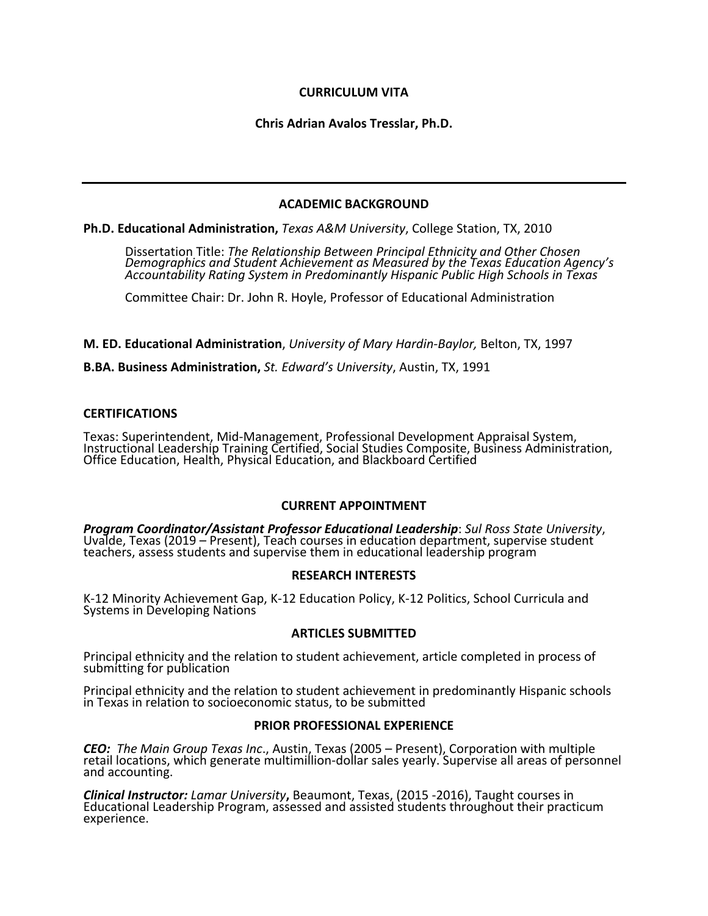**CURRICULUM VITA**

**Chris Adrian Avalos Tresslar, Ph.D.**

---

## ACADEMIC BACKGROUND

**Ph.D. Educational Administration,** *Texas A&M University*, College Station, TX, 2010

Dissertation Title: *The Relationship Between Principal Ethnicity and Other Chosen Demographics and Student Achievement as Measured by the Texas Education Agency's Accountability Rating System in Predominantly Hispanic Public High Schools in Texas*

Committee Chair: Dr. John R. Hoyle, Professor of Educational Administration

**M. ED. Educational Administration**, *University of Mary Hardin-Baylor,* Belton, TX, 1997

**B.BA. Business Administration,** *St. Edward's University*, Austin, TX, 1991

## CERTIFICATIONS

Texas: Superintendent, Mid-Management, Professional Development Appraisal System, Instructional Leadership Training Certified, Social Studies Composite, Business Administration, Office Education, Health, Physical Education, and Blackboard Certified

## CURRENT APPOINTMENT

***Program Coordinator/Assistant Professor Educational Leadership***: *Sul Ross State University*, Uvalde, Texas (2019 – Present), Teach courses in education department, supervise student teachers, assess students and supervise them in educational leadership program

## RESEARCH INTERESTS

K-12 Minority Achievement Gap, K-12 Education Policy, K-12 Politics, School Curricula and Systems in Developing Nations

## ARTICLES SUBMITTED

Principal ethnicity and the relation to student achievement, article completed in process of submitting for publication

Principal ethnicity and the relation to student achievement in predominantly Hispanic schools in Texas in relation to socioeconomic status, to be submitted

## PRIOR PROFESSIONAL EXPERIENCE

***CEO:*** *The Main Group Texas Inc*., Austin, Texas (2005 – Present), Corporation with multiple retail locations, which generate multimillion-dollar sales yearly. Supervise all areas of personnel and accounting.

***Clinical Instructor:*** *Lamar University***,** Beaumont, Texas, (2015 -2016), Taught courses in Educational Leadership Program, assessed and assisted students throughout their practicum experience.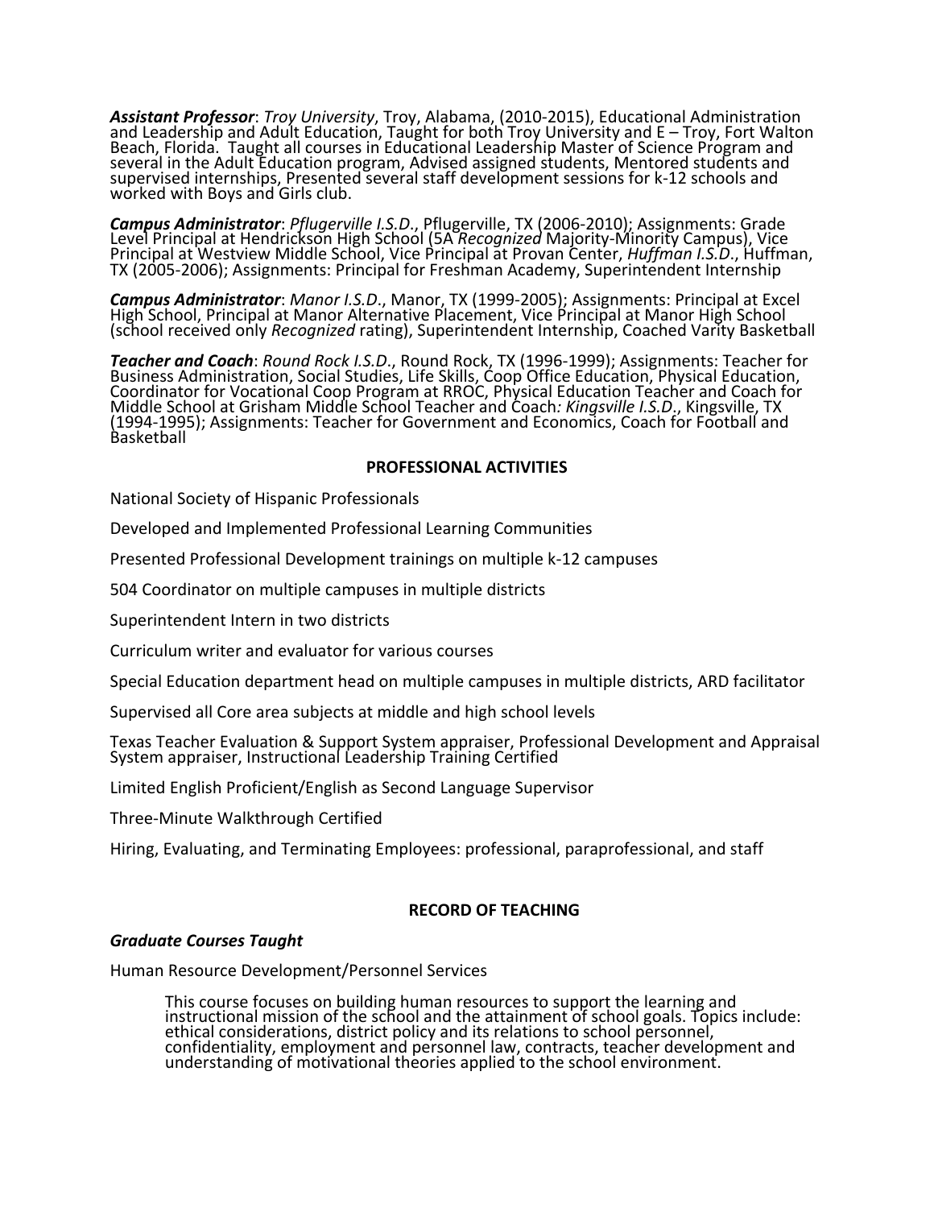***Assistant Professor***: *Troy University*, Troy, Alabama, (2010-2015), Educational Administration and Leadership and Adult Education, Taught for both Troy University and E – Troy, Fort Walton Beach, Florida. Taught all courses in Educational Leadership Master of Science Program and several in the Adult Education program, Advised assigned students, Mentored students and supervised internships, Presented several staff development sessions for k-12 schools and worked with Boys and Girls club.

***Campus Administrator***: *Pflugerville I.S.D*., Pflugerville, TX (2006-2010); Assignments: Grade Level Principal at Hendrickson High School (5A *Recognized* Majority-Minority Campus), Vice Principal at Westview Middle School, Vice Principal at Provan Center, *Huffman I.S.D*., Huffman, TX (2005-2006); Assignments: Principal for Freshman Academy, Superintendent Internship

***Campus Administrator***: *Manor I.S.D*., Manor, TX (1999-2005); Assignments: Principal at Excel High School, Principal at Manor Alternative Placement, Vice Principal at Manor High School (school received only *Recognized* rating), Superintendent Internship, Coached Varity Basketball

***Teacher and Coach***: *Round Rock I.S.D*., Round Rock, TX (1996-1999); Assignments: Teacher for Business Administration, Social Studies, Life Skills, Coop Office Education, Physical Education, Coordinator for Vocational Coop Program at RROC, Physical Education Teacher and Coach for Middle School at Grisham Middle School Teacher and Coach*: Kingsville I.S.D*., Kingsville, TX (1994-1995); Assignments: Teacher for Government and Economics, Coach for Football and Basketball

## PROFESSIONAL ACTIVITIES

National Society of Hispanic Professionals

Developed and Implemented Professional Learning Communities

Presented Professional Development trainings on multiple k-12 campuses

504 Coordinator on multiple campuses in multiple districts

Superintendent Intern in two districts

Curriculum writer and evaluator for various courses

Special Education department head on multiple campuses in multiple districts, ARD facilitator

Supervised all Core area subjects at middle and high school levels

Texas Teacher Evaluation & Support System appraiser, Professional Development and Appraisal System appraiser, Instructional Leadership Training Certified

Limited English Proficient/English as Second Language Supervisor

Three-Minute Walkthrough Certified

Hiring, Evaluating, and Terminating Employees: professional, paraprofessional, and staff

## RECORD OF TEACHING

### *Graduate Courses Taught*

Human Resource Development/Personnel Services

> This course focuses on building human resources to support the learning and instructional mission of the school and the attainment of school goals. Topics include: ethical considerations, district policy and its relations to school personnel, confidentiality, employment and personnel law, contracts, teacher development and understanding of motivational theories applied to the school environment.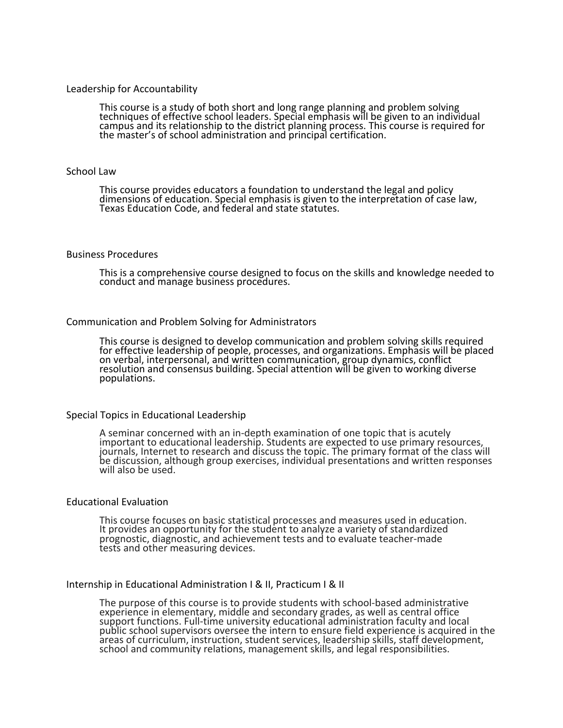## Leadership for Accountability

This course is a study of both short and long range planning and problem solving techniques of effective school leaders. Special emphasis will be given to an individual campus and its relationship to the district planning process. This course is required for the master's of school administration and principal certification.

## School Law

This course provides educators a foundation to understand the legal and policy dimensions of education. Special emphasis is given to the interpretation of case law, Texas Education Code, and federal and state statutes.

## Business Procedures

This is a comprehensive course designed to focus on the skills and knowledge needed to conduct and manage business procedures.

## Communication and Problem Solving for Administrators

This course is designed to develop communication and problem solving skills required for effective leadership of people, processes, and organizations. Emphasis will be placed on verbal, interpersonal, and written communication, group dynamics, conflict resolution and consensus building. Special attention will be given to working diverse populations.

## Special Topics in Educational Leadership

A seminar concerned with an in-depth examination of one topic that is acutely important to educational leadership. Students are expected to use primary resources, journals, Internet to research and discuss the topic. The primary format of the class will be discussion, although group exercises, individual presentations and written responses will also be used.

## Educational Evaluation

This course focuses on basic statistical processes and measures used in education. It provides an opportunity for the student to analyze a variety of standardized prognostic, diagnostic, and achievement tests and to evaluate teacher-made tests and other measuring devices.

## Internship in Educational Administration I & II, Practicum I & II

The purpose of this course is to provide students with school-based administrative experience in elementary, middle and secondary grades, as well as central office support functions. Full-time university educational administration faculty and local public school supervisors oversee the intern to ensure field experience is acquired in the areas of curriculum, instruction, student services, leadership skills, staff development, school and community relations, management skills, and legal responsibilities.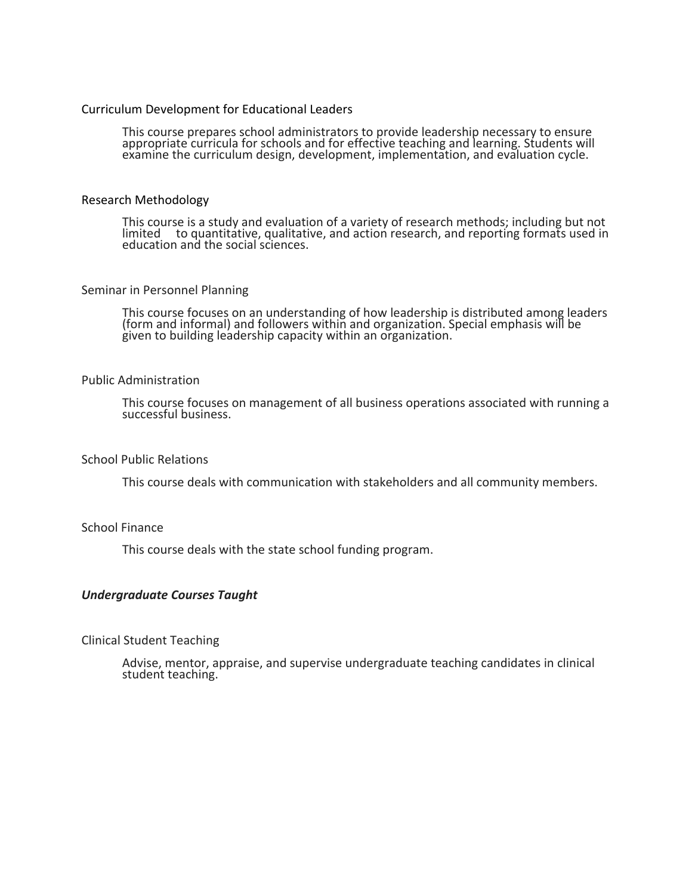Curriculum Development for Educational Leaders

This course prepares school administrators to provide leadership necessary to ensure appropriate curricula for schools and for effective teaching and learning. Students will examine the curriculum design, development, implementation, and evaluation cycle.

Research Methodology

This course is a study and evaluation of a variety of research methods; including but not limited to quantitative, qualitative, and action research, and reporting formats used in education and the social sciences.

Seminar in Personnel Planning

This course focuses on an understanding of how leadership is distributed among leaders (form and informal) and followers within and organization. Special emphasis will be given to building leadership capacity within an organization.

Public Administration

This course focuses on management of all business operations associated with running a successful business.

School Public Relations

This course deals with communication with stakeholders and all community members.

School Finance

This course deals with the state school funding program.

***Undergraduate Courses Taught***

Clinical Student Teaching

Advise, mentor, appraise, and supervise undergraduate teaching candidates in clinical student teaching.